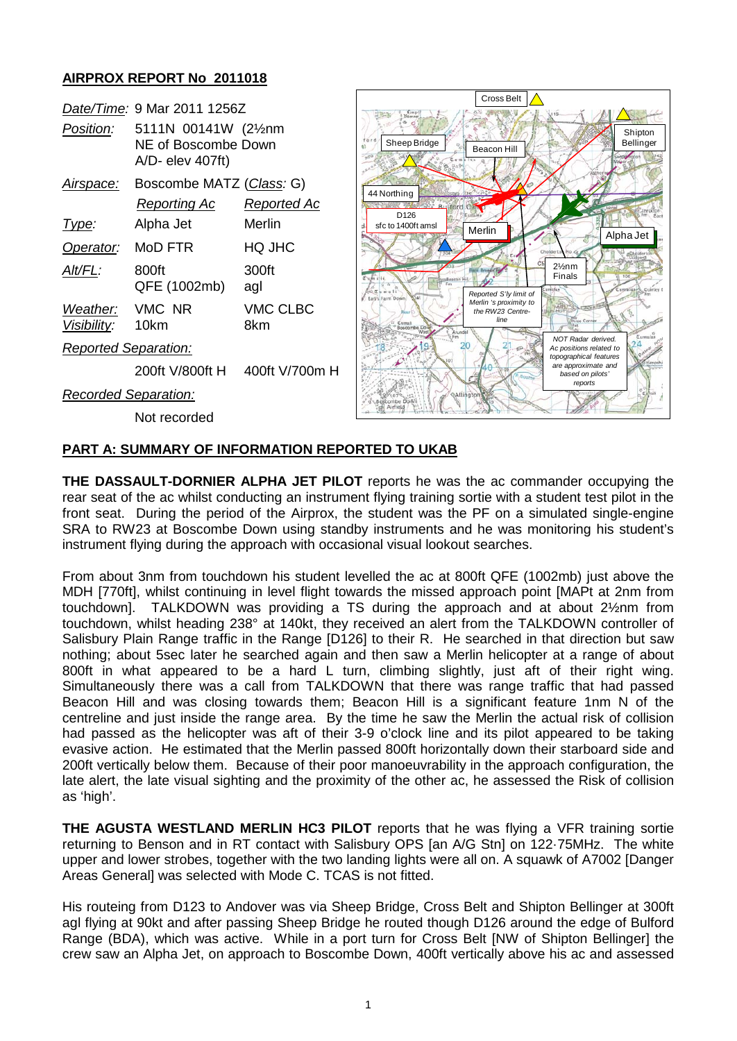# AIRPROX REPORT No 2011018

| | | |
|---|---|---|
| *Date/Time:* | 9 Mar 2011 1256Z | |
| *Position:* | 5111N 00141W (2½nm NE of Boscombe Down A/D- elev 407ft) | |
| *Airspace:* | Boscombe MATZ (*Class*: G) | |
| | *Reporting Ac* | *Reported Ac* |
| *Type:* | Alpha Jet | Merlin |
| *Operator:* | MoD FTR | HQ JHC |
| *Alt/FL:* | 800ft QFE (1002mb) | 300ft agl |
| *Weather:* *Visibility:* | VMC NR 10km | VMC CLBC 8km |
| *Reported Separation:* | | |
| | 200ft V/800ft H | 400ft V/700m H |
| *Recorded Separation:* | | |
| | Not recorded | |

Cross Belt | Sheep Bridge | Beacon Hill | Shipton Bellinger | 44 Northing | D126 sfc to 1400ft amsl | Merlin | Alpha Jet | 2½nm Finals | Reported S'ly limit of Merlin 's proximity to the RW23 Centre-line | NOT Radar derived. Ac positions related to topographical features are approximate and based on pilots' reports

## PART A: SUMMARY OF INFORMATION REPORTED TO UKAB

**THE DASSAULT-DORNIER ALPHA JET PILOT** reports he was the ac commander occupying the rear seat of the ac whilst conducting an instrument flying training sortie with a student test pilot in the front seat. During the period of the Airprox, the student was the PF on a simulated single-engine SRA to RW23 at Boscombe Down using standby instruments and he was monitoring his student's instrument flying during the approach with occasional visual lookout searches.

From about 3nm from touchdown his student levelled the ac at 800ft QFE (1002mb) just above the MDH [770ft], whilst continuing in level flight towards the missed approach point [MAPt at 2nm from touchdown]. TALKDOWN was providing a TS during the approach and at about 2½nm from touchdown, whilst heading 238° at 140kt, they received an alert from the TALKDOWN controller of Salisbury Plain Range traffic in the Range [D126] to their R. He searched in that direction but saw nothing; about 5sec later he searched again and then saw a Merlin helicopter at a range of about 800ft in what appeared to be a hard L turn, climbing slightly, just aft of their right wing. Simultaneously there was a call from TALKDOWN that there was range traffic that had passed Beacon Hill and was closing towards them; Beacon Hill is a significant feature 1nm N of the centreline and just inside the range area. By the time he saw the Merlin the actual risk of collision had passed as the helicopter was aft of their 3-9 o'clock line and its pilot appeared to be taking evasive action. He estimated that the Merlin passed 800ft horizontally down their starboard side and 200ft vertically below them. Because of their poor manoeuvrability in the approach configuration, the late alert, the late visual sighting and the proximity of the other ac, he assessed the Risk of collision as 'high'.

**THE AGUSTA WESTLAND MERLIN HC3 PILOT** reports that he was flying a VFR training sortie returning to Benson and in RT contact with Salisbury OPS [an A/G Stn] on 122·75MHz. The white upper and lower strobes, together with the two landing lights were all on. A squawk of A7002 [Danger Areas General] was selected with Mode C. TCAS is not fitted.

His routeing from D123 to Andover was via Sheep Bridge, Cross Belt and Shipton Bellinger at 300ft agl flying at 90kt and after passing Sheep Bridge he routed though D126 around the edge of Bulford Range (BDA), which was active. While in a port turn for Cross Belt [NW of Shipton Bellinger] the crew saw an Alpha Jet, on approach to Boscombe Down, 400ft vertically above his ac and assessed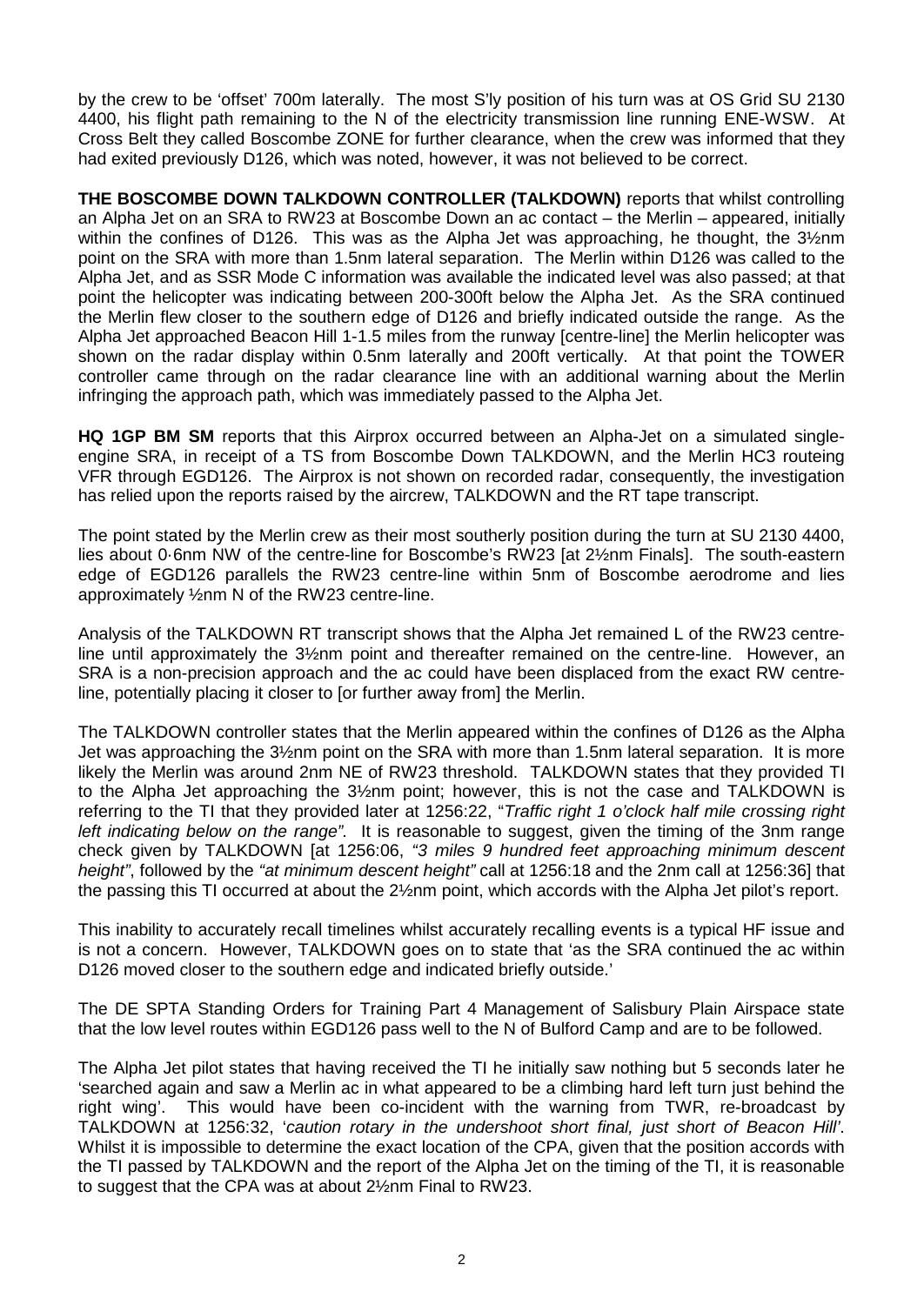by the crew to be 'offset' 700m laterally. The most S'ly position of his turn was at OS Grid SU 2130 4400, his flight path remaining to the N of the electricity transmission line running ENE-WSW. At Cross Belt they called Boscombe ZONE for further clearance, when the crew was informed that they had exited previously D126, which was noted, however, it was not believed to be correct.

**THE BOSCOMBE DOWN TALKDOWN CONTROLLER (TALKDOWN)** reports that whilst controlling an Alpha Jet on an SRA to RW23 at Boscombe Down an ac contact – the Merlin – appeared, initially within the confines of D126. This was as the Alpha Jet was approaching, he thought, the 3½nm point on the SRA with more than 1.5nm lateral separation. The Merlin within D126 was called to the Alpha Jet, and as SSR Mode C information was available the indicated level was also passed; at that point the helicopter was indicating between 200-300ft below the Alpha Jet. As the SRA continued the Merlin flew closer to the southern edge of D126 and briefly indicated outside the range. As the Alpha Jet approached Beacon Hill 1-1.5 miles from the runway [centre-line] the Merlin helicopter was shown on the radar display within 0.5nm laterally and 200ft vertically. At that point the TOWER controller came through on the radar clearance line with an additional warning about the Merlin infringing the approach path, which was immediately passed to the Alpha Jet.

**HQ 1GP BM SM** reports that this Airprox occurred between an Alpha-Jet on a simulated single-engine SRA, in receipt of a TS from Boscombe Down TALKDOWN, and the Merlin HC3 routeing VFR through EGD126. The Airprox is not shown on recorded radar, consequently, the investigation has relied upon the reports raised by the aircrew, TALKDOWN and the RT tape transcript.

The point stated by the Merlin crew as their most southerly position during the turn at SU 2130 4400, lies about 0·6nm NW of the centre-line for Boscombe's RW23 [at 2½nm Finals]. The south-eastern edge of EGD126 parallels the RW23 centre-line within 5nm of Boscombe aerodrome and lies approximately ½nm N of the RW23 centre-line.

Analysis of the TALKDOWN RT transcript shows that the Alpha Jet remained L of the RW23 centre-line until approximately the 3½nm point and thereafter remained on the centre-line. However, an SRA is a non-precision approach and the ac could have been displaced from the exact RW centre-line, potentially placing it closer to [or further away from] the Merlin.

The TALKDOWN controller states that the Merlin appeared within the confines of D126 as the Alpha Jet was approaching the 3½nm point on the SRA with more than 1.5nm lateral separation. It is more likely the Merlin was around 2nm NE of RW23 threshold. TALKDOWN states that they provided TI to the Alpha Jet approaching the 3½nm point; however, this is not the case and TALKDOWN is referring to the TI that they provided later at 1256:22, "*Traffic right 1 o'clock half mile crossing right left indicating below on the range"*. It is reasonable to suggest, given the timing of the 3nm range check given by TALKDOWN [at 1256:06, *"3 miles 9 hundred feet approaching minimum descent height"*, followed by the *"at minimum descent height"* call at 1256:18 and the 2nm call at 1256:36] that the passing this TI occurred at about the 2½nm point, which accords with the Alpha Jet pilot's report.

This inability to accurately recall timelines whilst accurately recalling events is a typical HF issue and is not a concern. However, TALKDOWN goes on to state that 'as the SRA continued the ac within D126 moved closer to the southern edge and indicated briefly outside.'

The DE SPTA Standing Orders for Training Part 4 Management of Salisbury Plain Airspace state that the low level routes within EGD126 pass well to the N of Bulford Camp and are to be followed.

The Alpha Jet pilot states that having received the TI he initially saw nothing but 5 seconds later he 'searched again and saw a Merlin ac in what appeared to be a climbing hard left turn just behind the right wing'. This would have been co-incident with the warning from TWR, re-broadcast by TALKDOWN at 1256:32, '*caution rotary in the undershoot short final, just short of Beacon Hill'*. Whilst it is impossible to determine the exact location of the CPA, given that the position accords with the TI passed by TALKDOWN and the report of the Alpha Jet on the timing of the TI, it is reasonable to suggest that the CPA was at about 2½nm Final to RW23.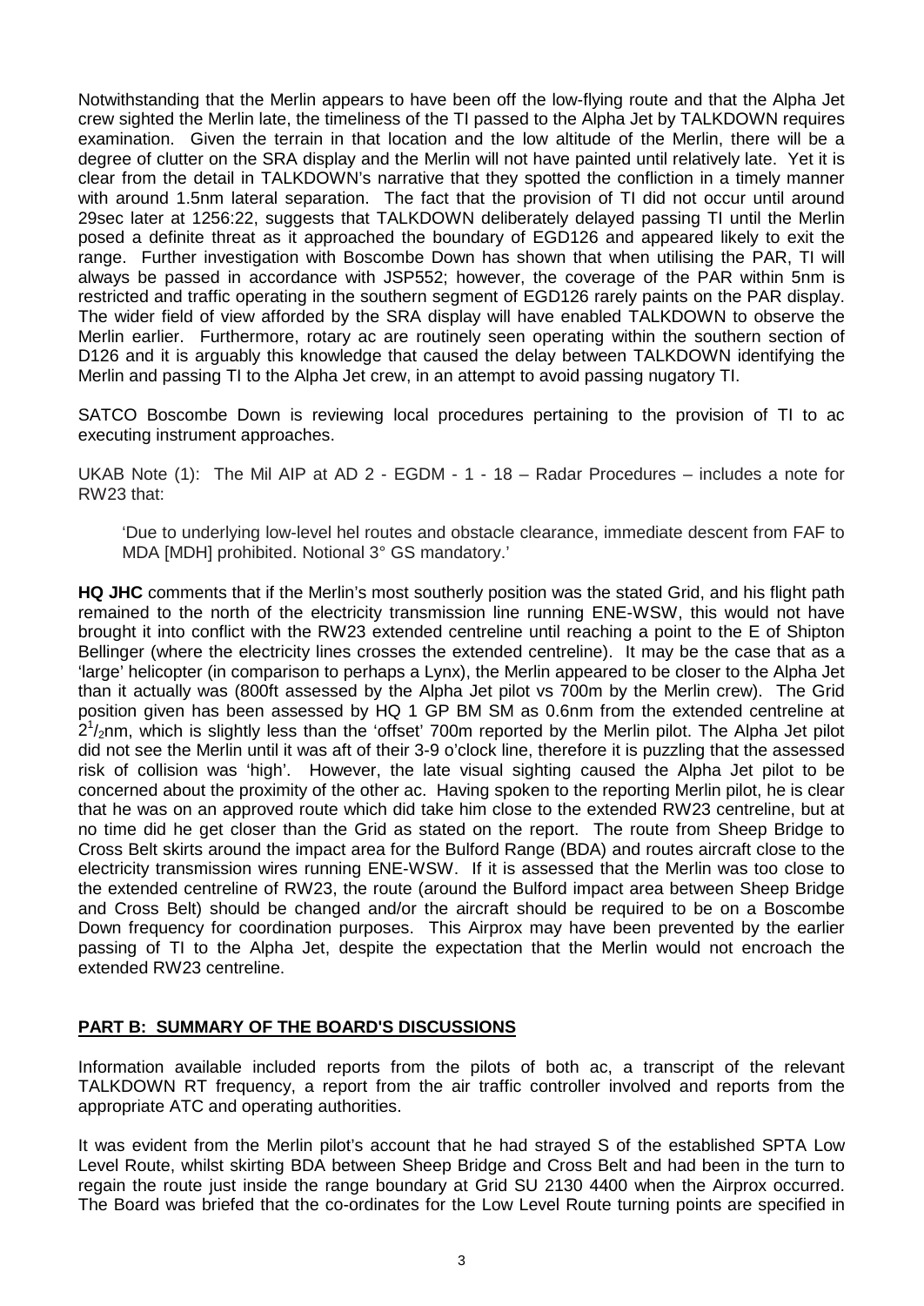Notwithstanding that the Merlin appears to have been off the low-flying route and that the Alpha Jet crew sighted the Merlin late, the timeliness of the TI passed to the Alpha Jet by TALKDOWN requires examination. Given the terrain in that location and the low altitude of the Merlin, there will be a degree of clutter on the SRA display and the Merlin will not have painted until relatively late. Yet it is clear from the detail in TALKDOWN's narrative that they spotted the confliction in a timely manner with around 1.5nm lateral separation. The fact that the provision of TI did not occur until around 29sec later at 1256:22, suggests that TALKDOWN deliberately delayed passing TI until the Merlin posed a definite threat as it approached the boundary of EGD126 and appeared likely to exit the range. Further investigation with Boscombe Down has shown that when utilising the PAR, TI will always be passed in accordance with JSP552; however, the coverage of the PAR within 5nm is restricted and traffic operating in the southern segment of EGD126 rarely paints on the PAR display. The wider field of view afforded by the SRA display will have enabled TALKDOWN to observe the Merlin earlier. Furthermore, rotary ac are routinely seen operating within the southern section of D126 and it is arguably this knowledge that caused the delay between TALKDOWN identifying the Merlin and passing TI to the Alpha Jet crew, in an attempt to avoid passing nugatory TI.

SATCO Boscombe Down is reviewing local procedures pertaining to the provision of TI to ac executing instrument approaches.

UKAB Note (1): The Mil AIP at AD 2 - EGDM - 1 - 18 – Radar Procedures – includes a note for RW23 that:

> 'Due to underlying low-level hel routes and obstacle clearance, immediate descent from FAF to MDA [MDH] prohibited. Notional 3° GS mandatory.'

**HQ JHC** comments that if the Merlin's most southerly position was the stated Grid, and his flight path remained to the north of the electricity transmission line running ENE-WSW, this would not have brought it into conflict with the RW23 extended centreline until reaching a point to the E of Shipton Bellinger (where the electricity lines crosses the extended centreline). It may be the case that as a 'large' helicopter (in comparison to perhaps a Lynx), the Merlin appeared to be closer to the Alpha Jet than it actually was (800ft assessed by the Alpha Jet pilot vs 700m by the Merlin crew). The Grid position given has been assessed by HQ 1 GP BM SM as 0.6nm from the extended centreline at $2^1/_2$nm, which is slightly less than the 'offset' 700m reported by the Merlin pilot. The Alpha Jet pilot did not see the Merlin until it was aft of their 3-9 o'clock line, therefore it is puzzling that the assessed risk of collision was 'high'. However, the late visual sighting caused the Alpha Jet pilot to be concerned about the proximity of the other ac. Having spoken to the reporting Merlin pilot, he is clear that he was on an approved route which did take him close to the extended RW23 centreline, but at no time did he get closer than the Grid as stated on the report. The route from Sheep Bridge to Cross Belt skirts around the impact area for the Bulford Range (BDA) and routes aircraft close to the electricity transmission wires running ENE-WSW. If it is assessed that the Merlin was too close to the extended centreline of RW23, the route (around the Bulford impact area between Sheep Bridge and Cross Belt) should be changed and/or the aircraft should be required to be on a Boscombe Down frequency for coordination purposes. This Airprox may have been prevented by the earlier passing of TI to the Alpha Jet, despite the expectation that the Merlin would not encroach the extended RW23 centreline.

## PART B: SUMMARY OF THE BOARD'S DISCUSSIONS

Information available included reports from the pilots of both ac, a transcript of the relevant TALKDOWN RT frequency, a report from the air traffic controller involved and reports from the appropriate ATC and operating authorities.

It was evident from the Merlin pilot's account that he had strayed S of the established SPTA Low Level Route, whilst skirting BDA between Sheep Bridge and Cross Belt and had been in the turn to regain the route just inside the range boundary at Grid SU 2130 4400 when the Airprox occurred. The Board was briefed that the co-ordinates for the Low Level Route turning points are specified in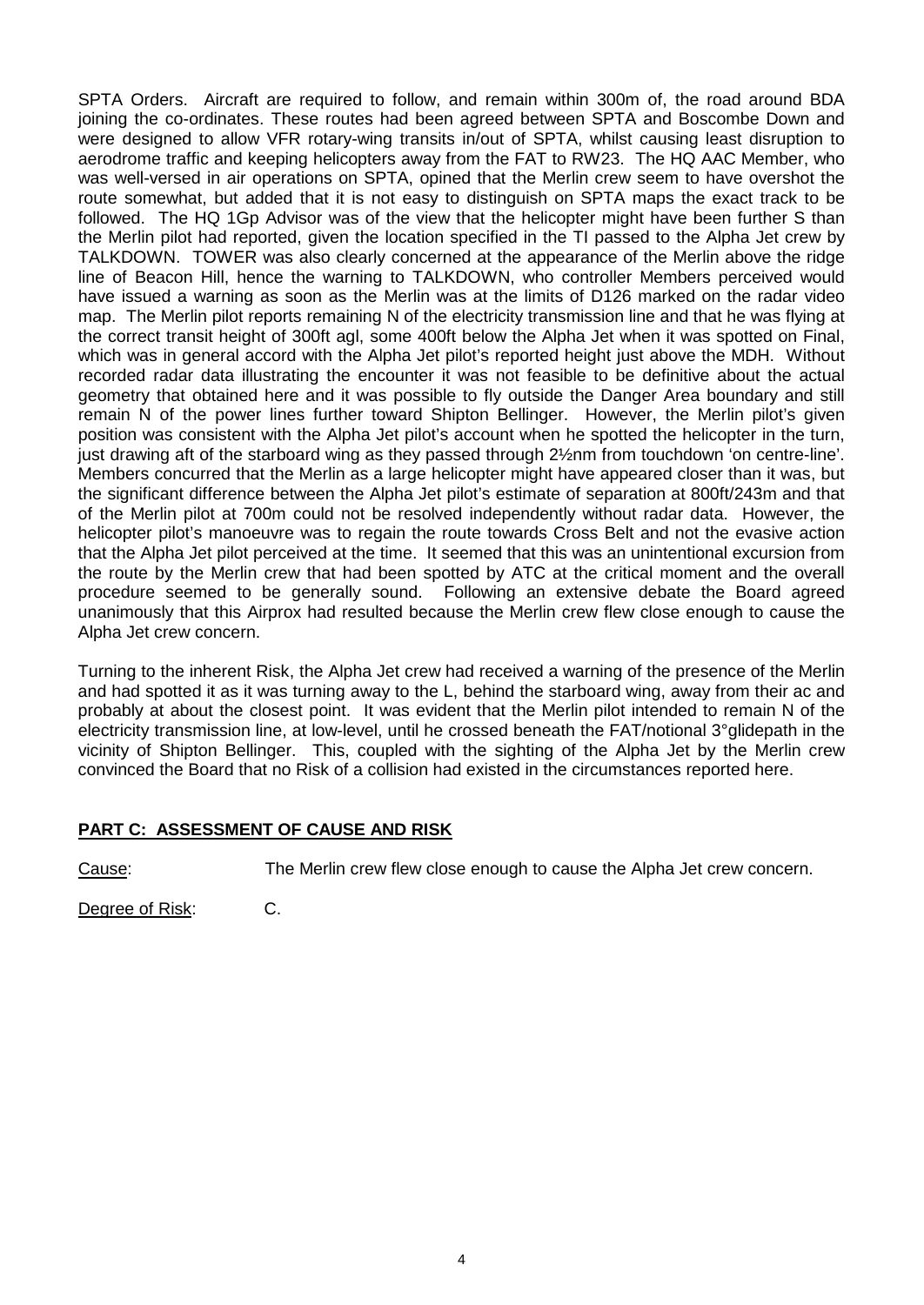SPTA Orders. Aircraft are required to follow, and remain within 300m of, the road around BDA joining the co-ordinates. These routes had been agreed between SPTA and Boscombe Down and were designed to allow VFR rotary-wing transits in/out of SPTA, whilst causing least disruption to aerodrome traffic and keeping helicopters away from the FAT to RW23. The HQ AAC Member, who was well-versed in air operations on SPTA, opined that the Merlin crew seem to have overshot the route somewhat, but added that it is not easy to distinguish on SPTA maps the exact track to be followed. The HQ 1Gp Advisor was of the view that the helicopter might have been further S than the Merlin pilot had reported, given the location specified in the TI passed to the Alpha Jet crew by TALKDOWN. TOWER was also clearly concerned at the appearance of the Merlin above the ridge line of Beacon Hill, hence the warning to TALKDOWN, who controller Members perceived would have issued a warning as soon as the Merlin was at the limits of D126 marked on the radar video map. The Merlin pilot reports remaining N of the electricity transmission line and that he was flying at the correct transit height of 300ft agl, some 400ft below the Alpha Jet when it was spotted on Final, which was in general accord with the Alpha Jet pilot's reported height just above the MDH. Without recorded radar data illustrating the encounter it was not feasible to be definitive about the actual geometry that obtained here and it was possible to fly outside the Danger Area boundary and still remain N of the power lines further toward Shipton Bellinger. However, the Merlin pilot's given position was consistent with the Alpha Jet pilot's account when he spotted the helicopter in the turn, just drawing aft of the starboard wing as they passed through 2½nm from touchdown 'on centre-line'. Members concurred that the Merlin as a large helicopter might have appeared closer than it was, but the significant difference between the Alpha Jet pilot's estimate of separation at 800ft/243m and that of the Merlin pilot at 700m could not be resolved independently without radar data. However, the helicopter pilot's manoeuvre was to regain the route towards Cross Belt and not the evasive action that the Alpha Jet pilot perceived at the time. It seemed that this was an unintentional excursion from the route by the Merlin crew that had been spotted by ATC at the critical moment and the overall procedure seemed to be generally sound. Following an extensive debate the Board agreed unanimously that this Airprox had resulted because the Merlin crew flew close enough to cause the Alpha Jet crew concern.

Turning to the inherent Risk, the Alpha Jet crew had received a warning of the presence of the Merlin and had spotted it as it was turning away to the L, behind the starboard wing, away from their ac and probably at about the closest point. It was evident that the Merlin pilot intended to remain N of the electricity transmission line, at low-level, until he crossed beneath the FAT/notional 3°glidepath in the vicinity of Shipton Bellinger. This, coupled with the sighting of the Alpha Jet by the Merlin crew convinced the Board that no Risk of a collision had existed in the circumstances reported here.

## PART C: ASSESSMENT OF CAUSE AND RISK

Cause: The Merlin crew flew close enough to cause the Alpha Jet crew concern.

Degree of Risk: C.